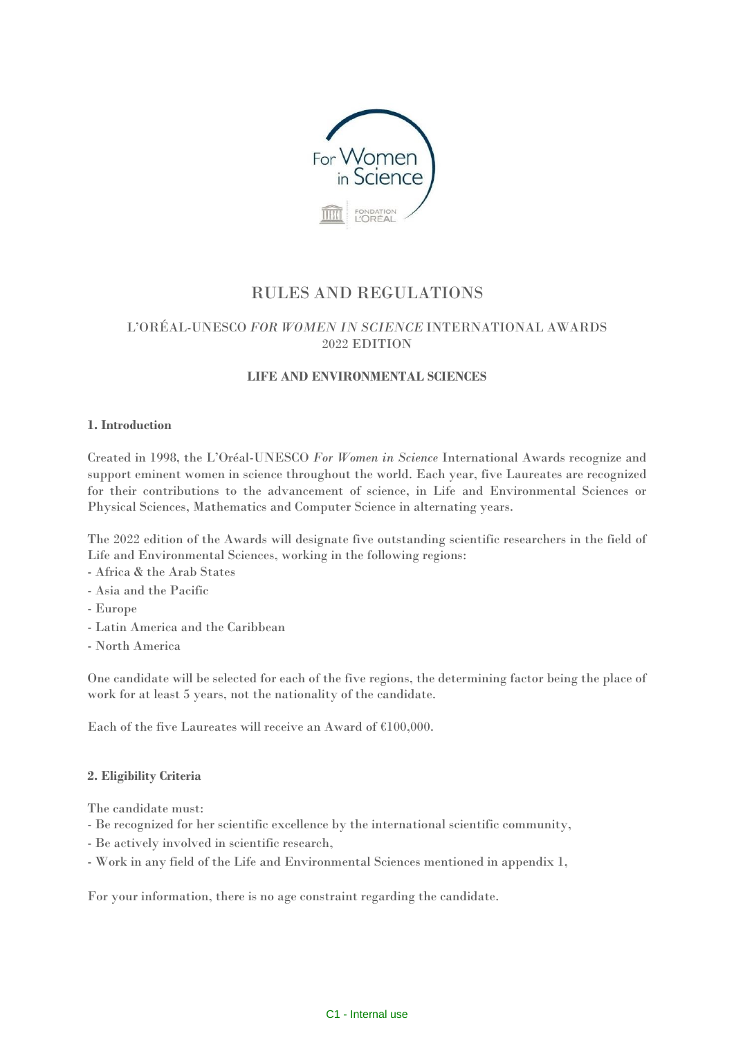# RULES AND REGULATIONS

## L'ORÉAL-UNESCO *FOR WOMEN IN SCIENCE* INTERNATIONAL AWARDS 2022 EDITION

### LIFE AND ENVIRONMENTAL SCIENCES

**1. Introduction**

Created in 1998, the L'Oréal-UNESCO *For Women in Science* International Awards recognize and support eminent women in science throughout the world. Each year, five Laureates are recognized for their contributions to the advancement of science, in Life and Environmental Sciences or Physical Sciences, Mathematics and Computer Science in alternating years.

The 2022 edition of the Awards will designate five outstanding scientific researchers in the field of Life and Environmental Sciences, working in the following regions:

- Africa & the Arab States
- Asia and the Pacific
- Europe
- Latin America and the Caribbean
- North America

One candidate will be selected for each of the five regions, the determining factor being the place of work for at least 5 years, not the nationality of the candidate.

Each of the five Laureates will receive an Award of €100,000.

**2. Eligibility Criteria**

The candidate must:

- Be recognized for her scientific excellence by the international scientific community,
- Be actively involved in scientific research,
- Work in any field of the Life and Environmental Sciences mentioned in appendix 1,

For your information, there is no age constraint regarding the candidate.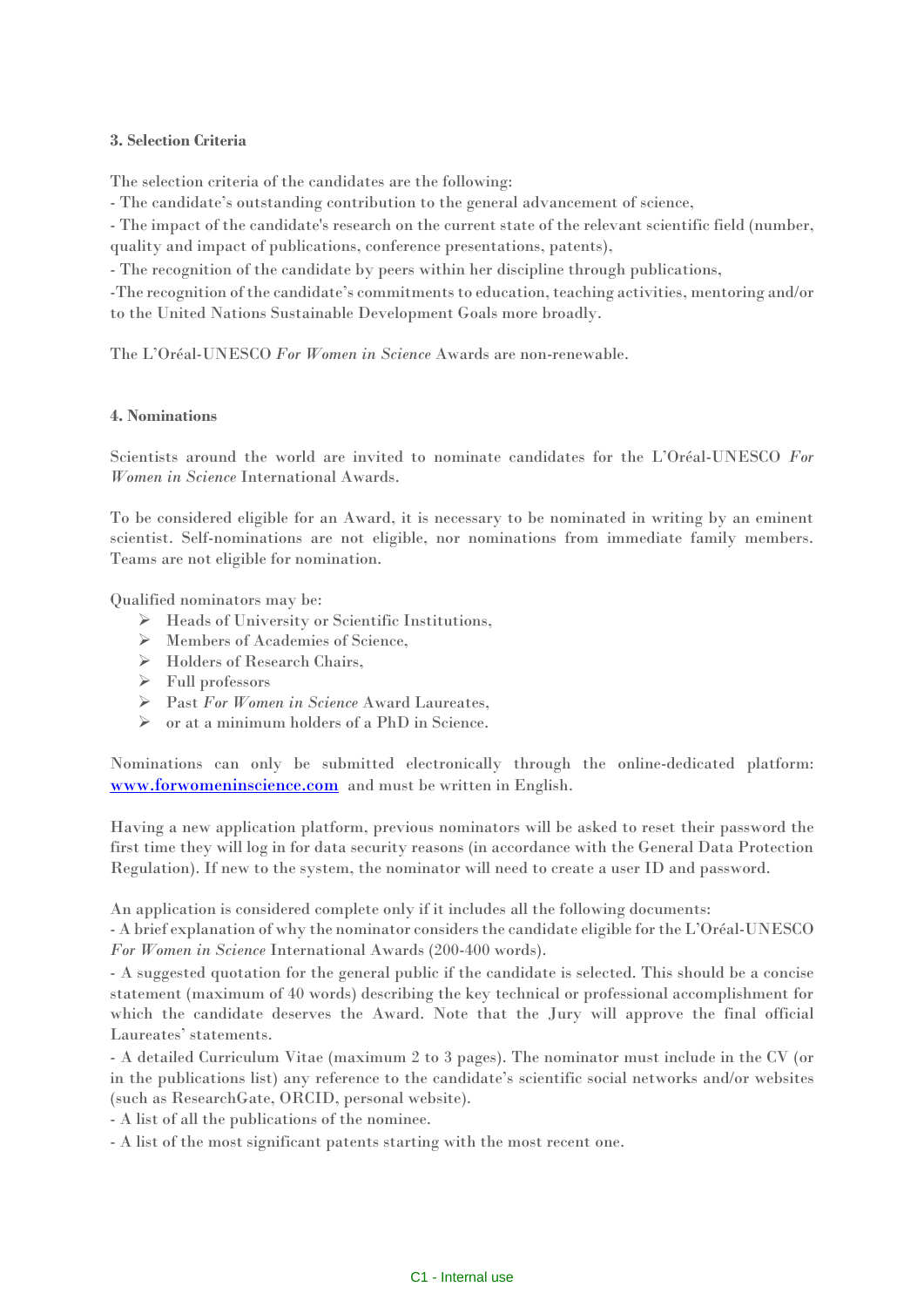### 3. Selection Criteria

The selection criteria of the candidates are the following:

- The candidate's outstanding contribution to the general advancement of science,
- The impact of the candidate's research on the current state of the relevant scientific field (number, quality and impact of publications, conference presentations, patents),
- The recognition of the candidate by peers within her discipline through publications,
- The recognition of the candidate's commitments to education, teaching activities, mentoring and/or to the United Nations Sustainable Development Goals more broadly.

The L'Oréal-UNESCO *For Women in Science* Awards are non-renewable.

### 4. Nominations

Scientists around the world are invited to nominate candidates for the L'Oréal-UNESCO *For Women in Science* International Awards.

To be considered eligible for an Award, it is necessary to be nominated in writing by an eminent scientist. Self-nominations are not eligible, nor nominations from immediate family members. Teams are not eligible for nomination.

Qualified nominators may be:

- Heads of University or Scientific Institutions,
- Members of Academies of Science,
- Holders of Research Chairs,
- Full professors
- Past *For Women in Science* Award Laureates,
- or at a minimum holders of a PhD in Science.

Nominations can only be submitted electronically through the online-dedicated platform: [www.forwomeninscience.com](http://www.forwomeninscience.com) and must be written in English.

Having a new application platform, previous nominators will be asked to reset their password the first time they will log in for data security reasons (in accordance with the General Data Protection Regulation). If new to the system, the nominator will need to create a user ID and password.

An application is considered complete only if it includes all the following documents:

- A brief explanation of why the nominator considers the candidate eligible for the L'Oréal-UNESCO *For Women in Science* International Awards (200-400 words).
- A suggested quotation for the general public if the candidate is selected. This should be a concise statement (maximum of 40 words) describing the key technical or professional accomplishment for which the candidate deserves the Award. Note that the Jury will approve the final official Laureates' statements.
- A detailed Curriculum Vitae (maximum 2 to 3 pages). The nominator must include in the CV (or in the publications list) any reference to the candidate's scientific social networks and/or websites (such as ResearchGate, ORCID, personal website).
- A list of all the publications of the nominee.
- A list of the most significant patents starting with the most recent one.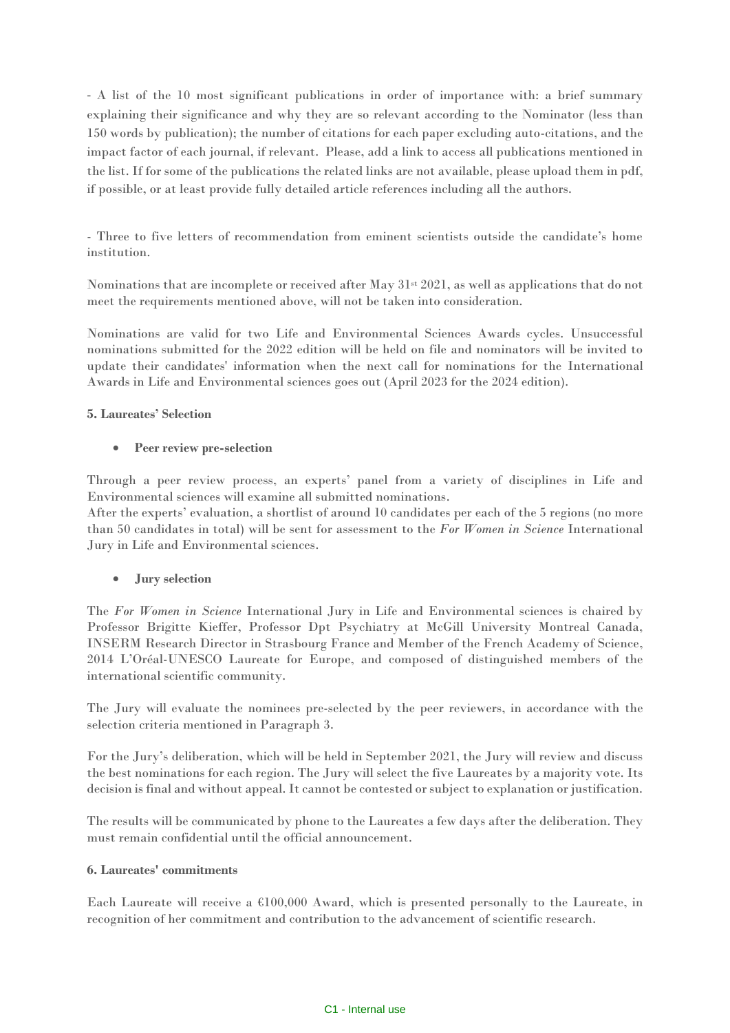- A list of the 10 most significant publications in order of importance with: a brief summary explaining their significance and why they are so relevant according to the Nominator (less than 150 words by publication); the number of citations for each paper excluding auto-citations, and the impact factor of each journal, if relevant. Please, add a link to access all publications mentioned in the list. If for some of the publications the related links are not available, please upload them in pdf, if possible, or at least provide fully detailed article references including all the authors.

- Three to five letters of recommendation from eminent scientists outside the candidate's home institution.

Nominations that are incomplete or received after May 31st 2021, as well as applications that do not meet the requirements mentioned above, will not be taken into consideration.

Nominations are valid for two Life and Environmental Sciences Awards cycles. Unsuccessful nominations submitted for the 2022 edition will be held on file and nominators will be invited to update their candidates' information when the next call for nominations for the International Awards in Life and Environmental sciences goes out (April 2023 for the 2024 edition).

**5. Laureates' Selection**

- **Peer review pre-selection**

Through a peer review process, an experts' panel from a variety of disciplines in Life and Environmental sciences will examine all submitted nominations.
After the experts' evaluation, a shortlist of around 10 candidates per each of the 5 regions (no more than 50 candidates in total) will be sent for assessment to the *For Women in Science* International Jury in Life and Environmental sciences.

- **Jury selection**

The *For Women in Science* International Jury in Life and Environmental sciences is chaired by Professor Brigitte Kieffer, Professor Dpt Psychiatry at McGill University Montreal Canada, INSERM Research Director in Strasbourg France and Member of the French Academy of Science, 2014 L'Oréal-UNESCO Laureate for Europe, and composed of distinguished members of the international scientific community.

The Jury will evaluate the nominees pre-selected by the peer reviewers, in accordance with the selection criteria mentioned in Paragraph 3.

For the Jury's deliberation, which will be held in September 2021, the Jury will review and discuss the best nominations for each region. The Jury will select the five Laureates by a majority vote. Its decision is final and without appeal. It cannot be contested or subject to explanation or justification.

The results will be communicated by phone to the Laureates a few days after the deliberation. They must remain confidential until the official announcement.

**6. Laureates' commitments**

Each Laureate will receive a €100,000 Award, which is presented personally to the Laureate, in recognition of her commitment and contribution to the advancement of scientific research.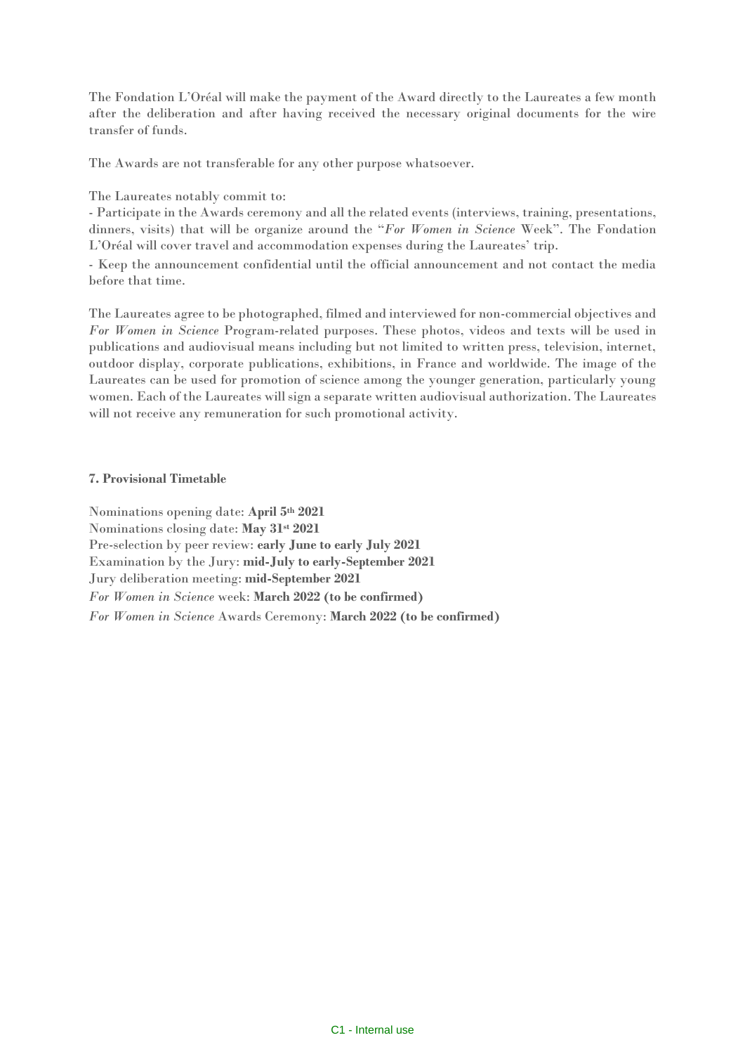The Fondation L'Oréal will make the payment of the Award directly to the Laureates a few month after the deliberation and after having received the necessary original documents for the wire transfer of funds.

The Awards are not transferable for any other purpose whatsoever.

The Laureates notably commit to:

- Participate in the Awards ceremony and all the related events (interviews, training, presentations, dinners, visits) that will be organize around the "*For Women in Science* Week". The Fondation L'Oréal will cover travel and accommodation expenses during the Laureates' trip.
- Keep the announcement confidential until the official announcement and not contact the media before that time.

The Laureates agree to be photographed, filmed and interviewed for non-commercial objectives and *For Women in Science* Program-related purposes. These photos, videos and texts will be used in publications and audiovisual means including but not limited to written press, television, internet, outdoor display, corporate publications, exhibitions, in France and worldwide. The image of the Laureates can be used for promotion of science among the younger generation, particularly young women. Each of the Laureates will sign a separate written audiovisual authorization. The Laureates will not receive any remuneration for such promotional activity.

**7. Provisional Timetable**

Nominations opening date: **April 5th 2021**
Nominations closing date: **May 31st 2021**
Pre-selection by peer review: **early June to early July 2021**
Examination by the Jury: **mid-July to early-September 2021**
Jury deliberation meeting: **mid-September 2021**
*For Women in Science* week: **March 2022 (to be confirmed)**
*For Women in Science* Awards Ceremony: **March 2022 (to be confirmed)**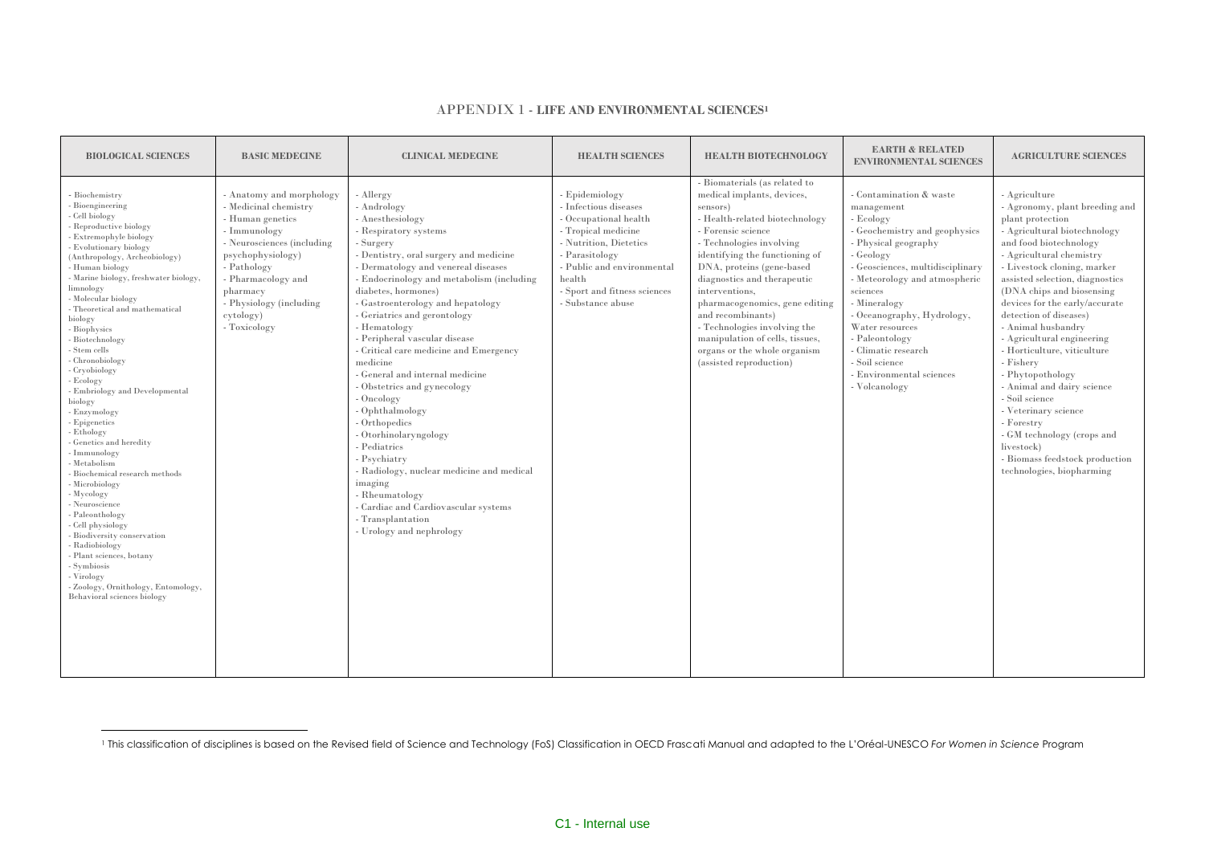## APPENDIX 1 - LIFE AND ENVIRONMENTAL SCIENCES[1]

| BIOLOGICAL SCIENCES | BASIC MEDECINE | CLINICAL MEDECINE | HEALTH SCIENCES | HEALTH BIOTECHNOLOGY | EARTH & RELATED ENVIRONMENTAL SCIENCES | AGRICULTURE SCIENCES |
|---|---|---|---|---|---|---|
| - Biochemistry<br>- Bioengineering<br>- Cell biology<br>- Reproductive biology<br>- Extremophyle biology<br>- Evolutionary biology (Anthropology, Archeobiology)<br>- Human biology<br>- Marine biology, freshwater biology, limnology<br>- Molecular biology<br>- Theoretical and mathematical biology<br>- Biophysics<br>- Biotechnology<br>- Stem cells<br>- Chronobiology<br>- Cryobiology<br>- Ecology<br>- Embriology and Developmental biology<br>- Enzymology<br>- Epigenetics<br>- Ethology<br>- Genetics and heredity<br>- Immunology<br>- Metabolism<br>- Biochemical research methods<br>- Microbiology<br>- Mycology<br>- Neuroscience<br>- Paleonthology<br>- Cell physiology<br>- Biodiversity conservation<br>- Radiobiology<br>- Plant sciences, botany<br>- Symbiosis<br>- Virology<br>- Zoology, Ornithology, Entomology, Behavioral sciences biology | - Anatomy and morphology<br>- Medicinal chemistry<br>- Human genetics<br>- Immunology<br>- Neurosciences (including psychophysiology)<br>- Pathology<br>- Pharmacology and pharmacy<br>- Physiology (including cytology)<br>- Toxicology | - Allergy<br>- Andrology<br>- Anesthesiology<br>- Respiratory systems<br>- Surgery<br>- Dentistry, oral surgery and medicine<br>- Dermatology and venereal diseases<br>- Endocrinology and metabolism (including diabetes, hormones)<br>- Gastroenterology and hepatology<br>- Geriatrics and gerontology<br>- Hematology<br>- Peripheral vascular disease<br>- Critical care medicine and Emergency medicine<br>- General and internal medicine<br>- Obstetrics and gynecology<br>- Oncology<br>- Ophthalmology<br>- Orthopedics<br>- Otorhinolaryngology<br>- Pediatrics<br>- Psychiatry<br>- Radiology, nuclear medicine and medical imaging<br>- Rheumatology<br>- Cardiac and Cardiovascular systems<br>- Transplantation<br>- Urology and nephrology | - Epidemiology<br>- Infectious diseases<br>- Occupational health<br>- Tropical medicine<br>- Nutrition, Dietetics<br>- Parasitology<br>- Public and environmental health<br>- Sport and fitness sciences<br>- Substance abuse | - Biomaterials (as related to medical implants, devices, sensors)<br>- Health-related biotechnology<br>- Forensic science<br>- Technologies involving identifying the functioning of DNA, proteins (gene-based diagnostics and therapeutic interventions, pharmacogenomics, gene editing and recombinants)<br>- Technologies involving the manipulation of cells, tissues, organs or the whole organism (assisted reproduction) | - Contamination & waste management<br>- Ecology<br>- Geochemistry and geophysics<br>- Physical geography<br>- Geology<br>- Geosciences, multidisciplinary<br>- Meteorology and atmospheric sciences<br>- Mineralogy<br>- Oceanography, Hydrology, Water resources<br>- Paleontology<br>- Climatic research<br>- Soil science<br>- Environmental sciences<br>- Volcanology | - Agriculture<br>- Agronomy, plant breeding and plant protection<br>- Agricultural biotechnology and food biotechnology<br>- Agricultural chemistry<br>- Livestock cloning, marker assisted selection, diagnostics (DNA chips and biosensing devices for the early/accurate detection of diseases)<br>- Animal husbandry<br>- Agricultural engineering<br>- Horticulture, viticulture<br>- Fishery<br>- Phytopothology<br>- Animal and dairy science<br>- Soil science<br>- Veterinary science<br>- Forestry<br>- GM technology (crops and livestock)<br>- Biomass feedstock production technologies, biopharming |

[1] This classification of disciplines is based on the Revised field of Science and Technology (FoS) Classification in OECD Frascati Manual and adapted to the L'Oréal-UNESCO *For Women in Science* Program

C1 - Internal use